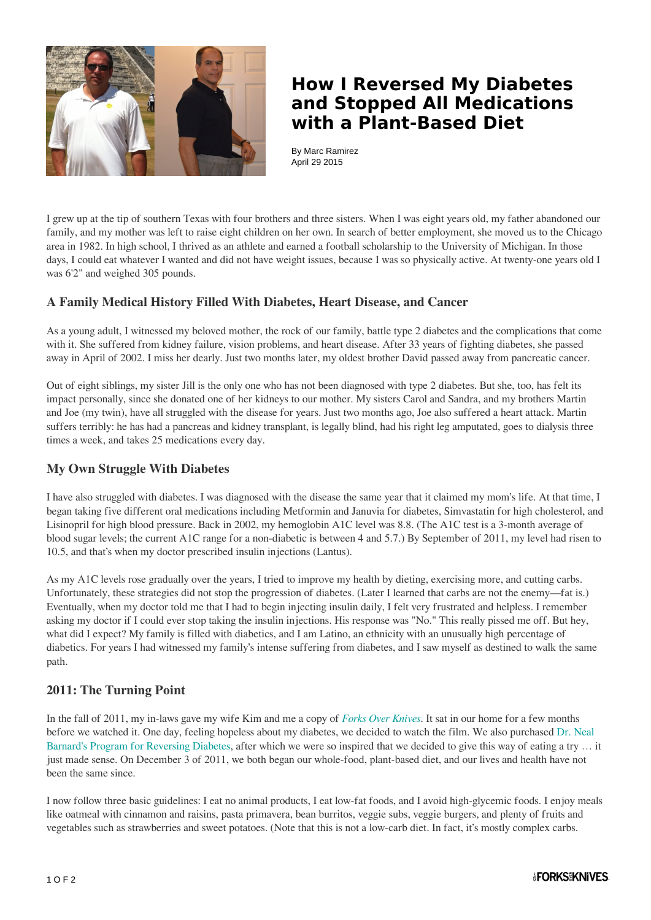# How I Reversed My Diabetes and Stopped All Medications with a Plant-Based Diet

By Marc Ramirez
April 29 2015

I grew up at the tip of southern Texas with four brothers and three sisters. When I was eight years old, my father abandoned our family, and my mother was left to raise eight children on her own. In search of better employment, she moved us to the Chicago area in 1982. In high school, I thrived as an athlete and earned a football scholarship to the University of Michigan. In those days, I could eat whatever I wanted and did not have weight issues, because I was so physically active. At twenty-one years old I was 6'2" and weighed 305 pounds.

## A Family Medical History Filled With Diabetes, Heart Disease, and Cancer

As a young adult, I witnessed my beloved mother, the rock of our family, battle type 2 diabetes and the complications that come with it. She suffered from kidney failure, vision problems, and heart disease. After 33 years of fighting diabetes, she passed away in April of 2002. I miss her dearly. Just two months later, my oldest brother David passed away from pancreatic cancer.

Out of eight siblings, my sister Jill is the only one who has not been diagnosed with type 2 diabetes. But she, too, has felt its impact personally, since she donated one of her kidneys to our mother. My sisters Carol and Sandra, and my brothers Martin and Joe (my twin), have all struggled with the disease for years. Just two months ago, Joe also suffered a heart attack. Martin suffers terribly: he has had a pancreas and kidney transplant, is legally blind, had his right leg amputated, goes to dialysis three times a week, and takes 25 medications every day.

## My Own Struggle With Diabetes

I have also struggled with diabetes. I was diagnosed with the disease the same year that it claimed my mom's life. At that time, I began taking five different oral medications including Metformin and Januvia for diabetes, Simvastatin for high cholesterol, and Lisinopril for high blood pressure. Back in 2002, my hemoglobin A1C level was 8.8. (The A1C test is a 3-month average of blood sugar levels; the current A1C range for a non-diabetic is between 4 and 5.7.) By September of 2011, my level had risen to 10.5, and that's when my doctor prescribed insulin injections (Lantus).

As my A1C levels rose gradually over the years, I tried to improve my health by dieting, exercising more, and cutting carbs. Unfortunately, these strategies did not stop the progression of diabetes. (Later I learned that carbs are not the enemy—fat is.) Eventually, when my doctor told me that I had to begin injecting insulin daily, I felt very frustrated and helpless. I remember asking my doctor if I could ever stop taking the insulin injections. His response was "No." This really pissed me off. But hey, what did I expect? My family is filled with diabetics, and I am Latino, an ethnicity with an unusually high percentage of diabetics. For years I had witnessed my family's intense suffering from diabetes, and I saw myself as destined to walk the same path.

## 2011: The Turning Point

In the fall of 2011, my in-laws gave my wife Kim and me a copy of *Forks Over Knives*. It sat in our home for a few months before we watched it. One day, feeling hopeless about my diabetes, we decided to watch the film. We also purchased Dr. Neal Barnard's Program for Reversing Diabetes, after which we were so inspired that we decided to give this way of eating a try … it just made sense. On December 3 of 2011, we both began our whole-food, plant-based diet, and our lives and health have not been the same since.

I now follow three basic guidelines: I eat no animal products, I eat low-fat foods, and I avoid high-glycemic foods. I enjoy meals like oatmeal with cinnamon and raisins, pasta primavera, bean burritos, veggie subs, veggie burgers, and plenty of fruits and vegetables such as strawberries and sweet potatoes. (Note that this is not a low-carb diet. In fact, it's mostly complex carbs.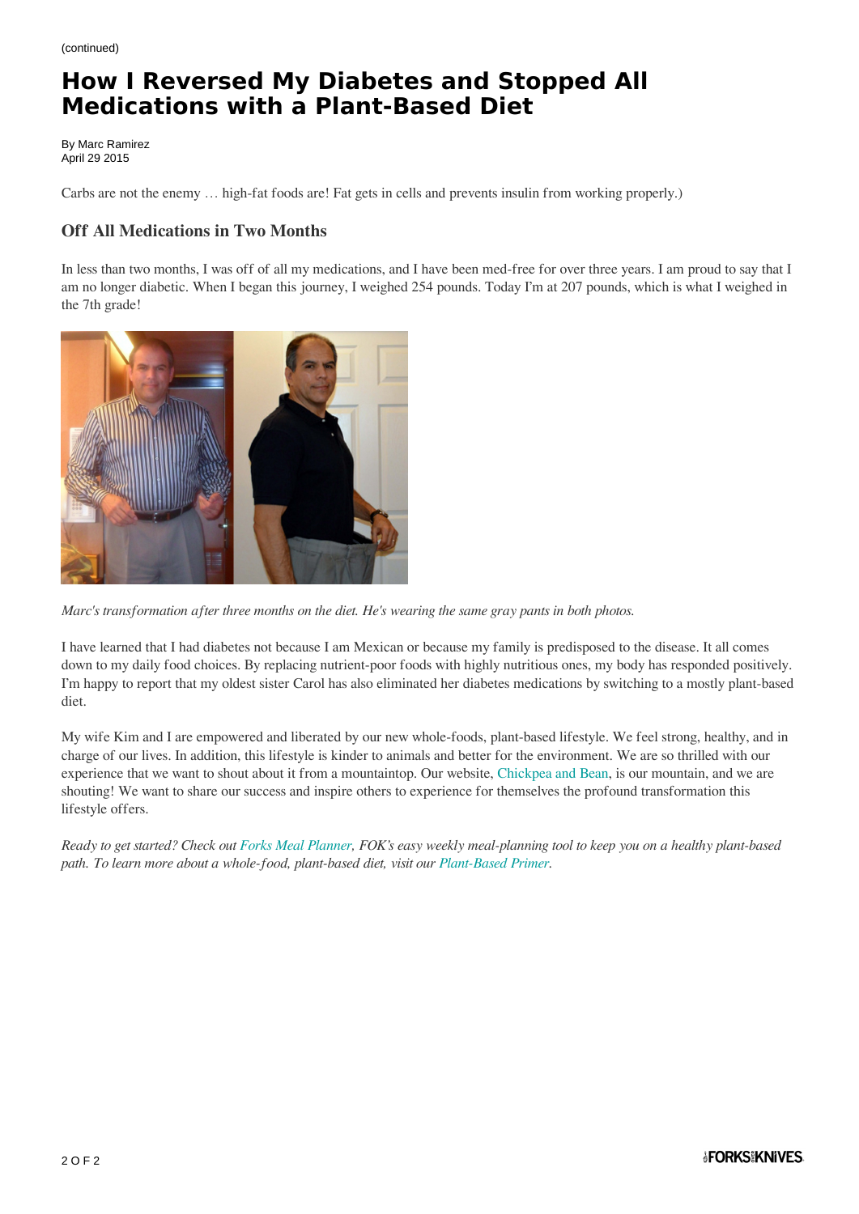(continued)

# How I Reversed My Diabetes and Stopped All Medications with a Plant-Based Diet

By Marc Ramirez
April 29 2015

Carbs are not the enemy … high-fat foods are! Fat gets in cells and prevents insulin from working properly.)

## Off All Medications in Two Months

In less than two months, I was off of all my medications, and I have been med-free for over three years. I am proud to say that I am no longer diabetic. When I began this journey, I weighed 254 pounds. Today I'm at 207 pounds, which is what I weighed in the 7th grade!

*Marc's transformation after three months on the diet. He's wearing the same gray pants in both photos.*

I have learned that I had diabetes not because I am Mexican or because my family is predisposed to the disease. It all comes down to my daily food choices. By replacing nutrient-poor foods with highly nutritious ones, my body has responded positively. I'm happy to report that my oldest sister Carol has also eliminated her diabetes medications by switching to a mostly plant-based diet.

My wife Kim and I are empowered and liberated by our new whole-foods, plant-based lifestyle. We feel strong, healthy, and in charge of our lives. In addition, this lifestyle is kinder to animals and better for the environment. We are so thrilled with our experience that we want to shout about it from a mountaintop. Our website, Chickpea and Bean, is our mountain, and we are shouting! We want to share our success and inspire others to experience for themselves the profound transformation this lifestyle offers.

*Ready to get started? Check out Forks Meal Planner, FOK's easy weekly meal-planning tool to keep you on a healthy plant-based path. To learn more about a whole-food, plant-based diet, visit our Plant-Based Primer.*